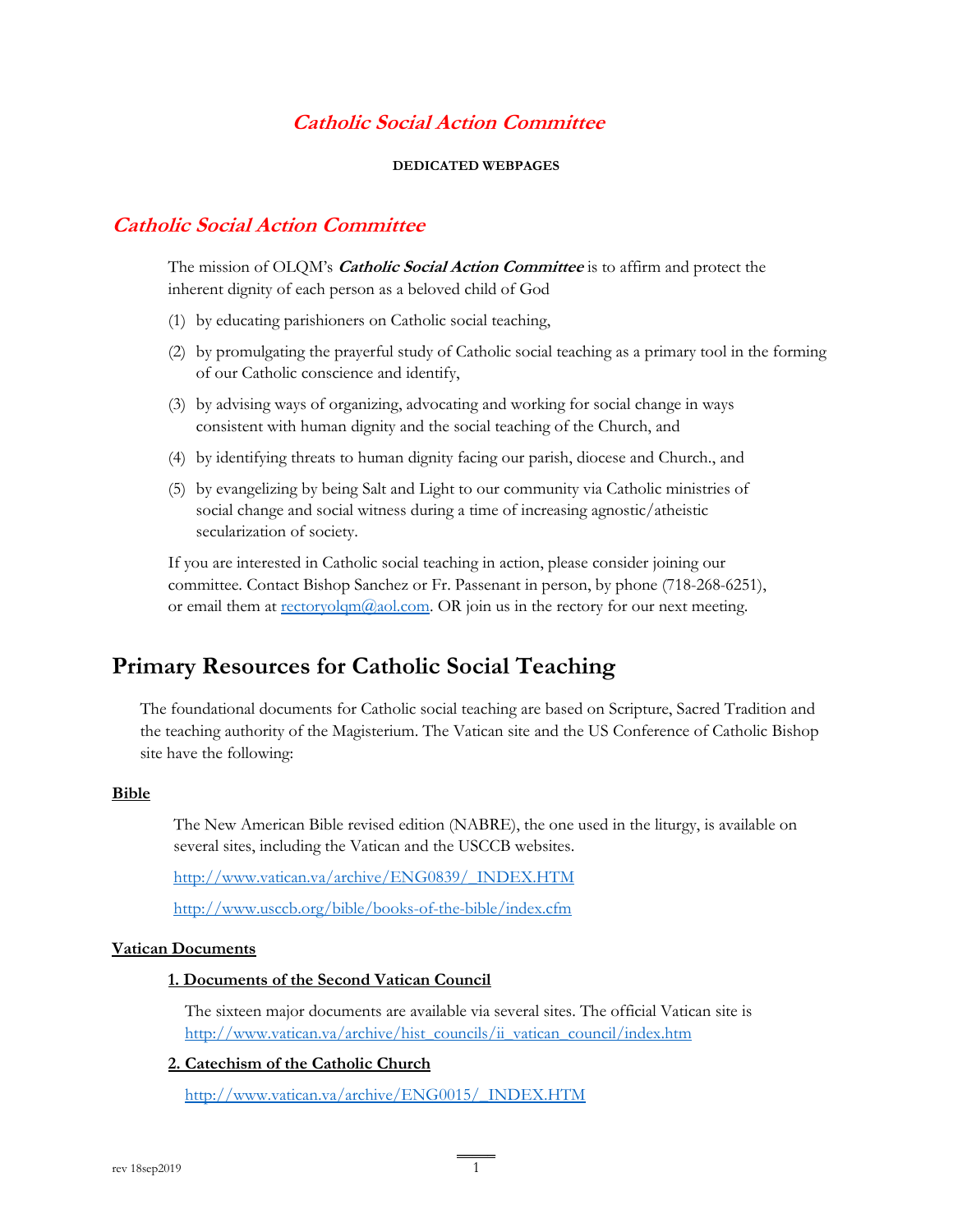# *Catholic Social Action Committee*

**DEDICATED WEBPAGES**

## *Catholic Social Action Committee*

The mission of OLQM's ***Catholic Social Action Committee*** is to affirm and protect the inherent dignity of each person as a beloved child of God

(1) by educating parishioners on Catholic social teaching,

(2) by promulgating the prayerful study of Catholic social teaching as a primary tool in the forming of our Catholic conscience and identify,

(3) by advising ways of organizing, advocating and working for social change in ways consistent with human dignity and the social teaching of the Church, and

(4) by identifying threats to human dignity facing our parish, diocese and Church., and

(5) by evangelizing by being Salt and Light to our community via Catholic ministries of social change and social witness during a time of increasing agnostic/atheistic secularization of society.

If you are interested in Catholic social teaching in action, please consider joining our committee. Contact Bishop Sanchez or Fr. Passenant in person, by phone (718-268-6251), or email them at rectoryolqm@aol.com. OR join us in the rectory for our next meeting.

# Primary Resources for Catholic Social Teaching

The foundational documents for Catholic social teaching are based on Scripture, Sacred Tradition and the teaching authority of the Magisterium. The Vatican site and the US Conference of Catholic Bishop site have the following:

**Bible**

The New American Bible revised edition (NABRE), the one used in the liturgy, is available on several sites, including the Vatican and the USCCB websites.

http://www.vatican.va/archive/ENG0839/_INDEX.HTM

http://www.usccb.org/bible/books-of-the-bible/index.cfm

**Vatican Documents**

**1. Documents of the Second Vatican Council**

The sixteen major documents are available via several sites. The official Vatican site is http://www.vatican.va/archive/hist_councils/ii_vatican_council/index.htm

**2. Catechism of the Catholic Church**

http://www.vatican.va/archive/ENG0015/_INDEX.HTM

rev 18sep2019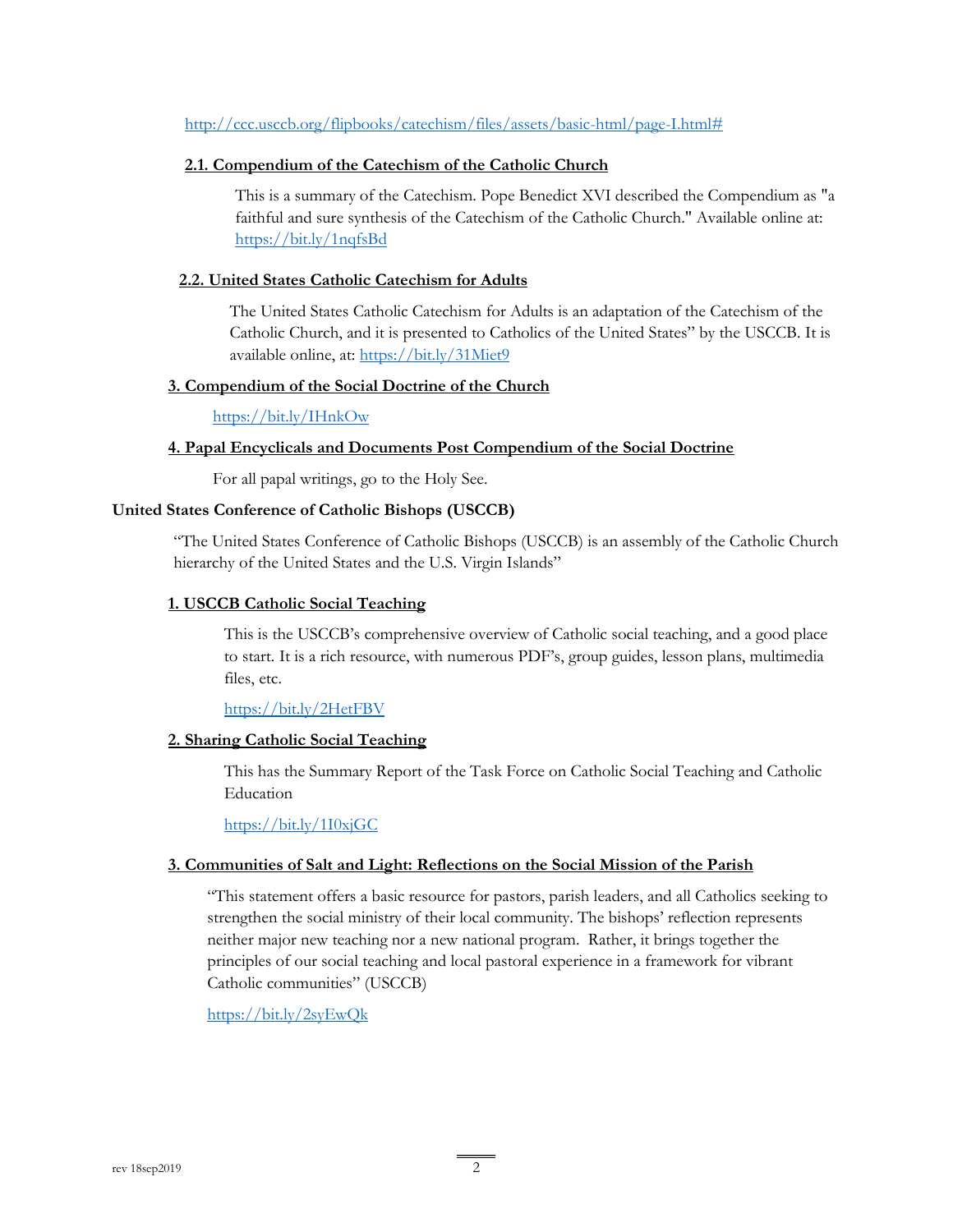http://ccc.usccb.org/flipbooks/catechism/files/assets/basic-html/page-I.html#

### 2.1. Compendium of the Catechism of the Catholic Church

This is a summary of the Catechism. Pope Benedict XVI described the Compendium as "a faithful and sure synthesis of the Catechism of the Catholic Church." Available online at: https://bit.ly/1nqfsBd

### 2.2. United States Catholic Catechism for Adults

The United States Catholic Catechism for Adults is an adaptation of the Catechism of the Catholic Church, and it is presented to Catholics of the United States" by the USCCB. It is available online, at: https://bit.ly/31Miet9

### 3. Compendium of the Social Doctrine of the Church

https://bit.ly/IHnkOw

### 4. Papal Encyclicals and Documents Post Compendium of the Social Doctrine

For all papal writings, go to the Holy See.

## United States Conference of Catholic Bishops (USCCB)

"The United States Conference of Catholic Bishops (USCCB) is an assembly of the Catholic Church hierarchy of the United States and the U.S. Virgin Islands"

### 1. USCCB Catholic Social Teaching

This is the USCCB's comprehensive overview of Catholic social teaching, and a good place to start. It is a rich resource, with numerous PDF's, group guides, lesson plans, multimedia files, etc.

https://bit.ly/2HetFBV

### 2. Sharing Catholic Social Teaching

This has the Summary Report of the Task Force on Catholic Social Teaching and Catholic Education

https://bit.ly/1I0xjGC

### 3. Communities of Salt and Light: Reflections on the Social Mission of the Parish

"This statement offers a basic resource for pastors, parish leaders, and all Catholics seeking to strengthen the social ministry of their local community. The bishops' reflection represents neither major new teaching nor a new national program. Rather, it brings together the principles of our social teaching and local pastoral experience in a framework for vibrant Catholic communities" (USCCB)

https://bit.ly/2syEwQk